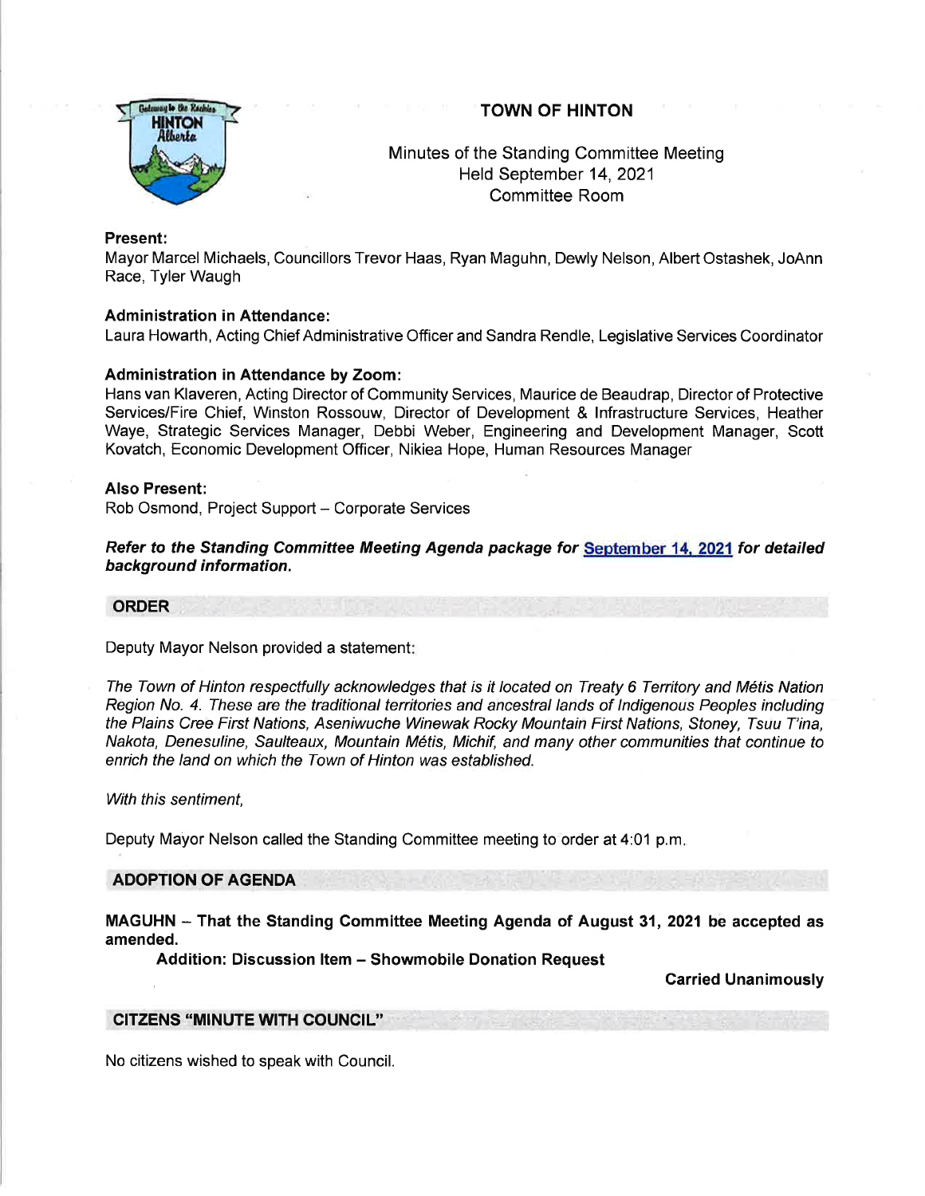# TOWN OF HINTON

Minutes of the Standing Committee Meeting
Held September 14, 2021
Committee Room

**Present:**
Mayor Marcel Michaels, Councillors Trevor Haas, Ryan Maguhn, Dewly Nelson, Albert Ostashek, JoAnn Race, Tyler Waugh

**Administration in Attendance:**
Laura Howarth, Acting Chief Administrative Officer and Sandra Rendle, Legislative Services Coordinator

**Administration in Attendance by Zoom:**
Hans van Klaveren, Acting Director of Community Services, Maurice de Beaudrap, Director of Protective Services/Fire Chief, Winston Rossouw, Director of Development & Infrastructure Services, Heather Waye, Strategic Services Manager, Debbi Weber, Engineering and Development Manager, Scott Kovatch, Economic Development Officer, Nikiea Hope, Human Resources Manager

**Also Present:**
Rob Osmond, Project Support – Corporate Services

***Refer to the Standing Committee Meeting Agenda package for September 14, 2021 for detailed background information.***

## ORDER

Deputy Mayor Nelson provided a statement:

*The Town of Hinton respectfully acknowledges that is it located on Treaty 6 Territory and Métis Nation Region No. 4. These are the traditional territories and ancestral lands of Indigenous Peoples including the Plains Cree First Nations, Aseniwuche Winewak Rocky Mountain First Nations, Stoney, Tsuu T'ina, Nakota, Denesuline, Saulteaux, Mountain Métis, Michif, and many other communities that continue to enrich the land on which the Town of Hinton was established.*

*With this sentiment,*

Deputy Mayor Nelson called the Standing Committee meeting to order at 4:01 p.m.

## ADOPTION OF AGENDA

**MAGUHN – That the Standing Committee Meeting Agenda of August 31, 2021 be accepted as amended.**

**Addition: Discussion Item – Showmobile Donation Request**

**Carried Unanimously**

## CITIZENS "MINUTE WITH COUNCIL"

No citizens wished to speak with Council.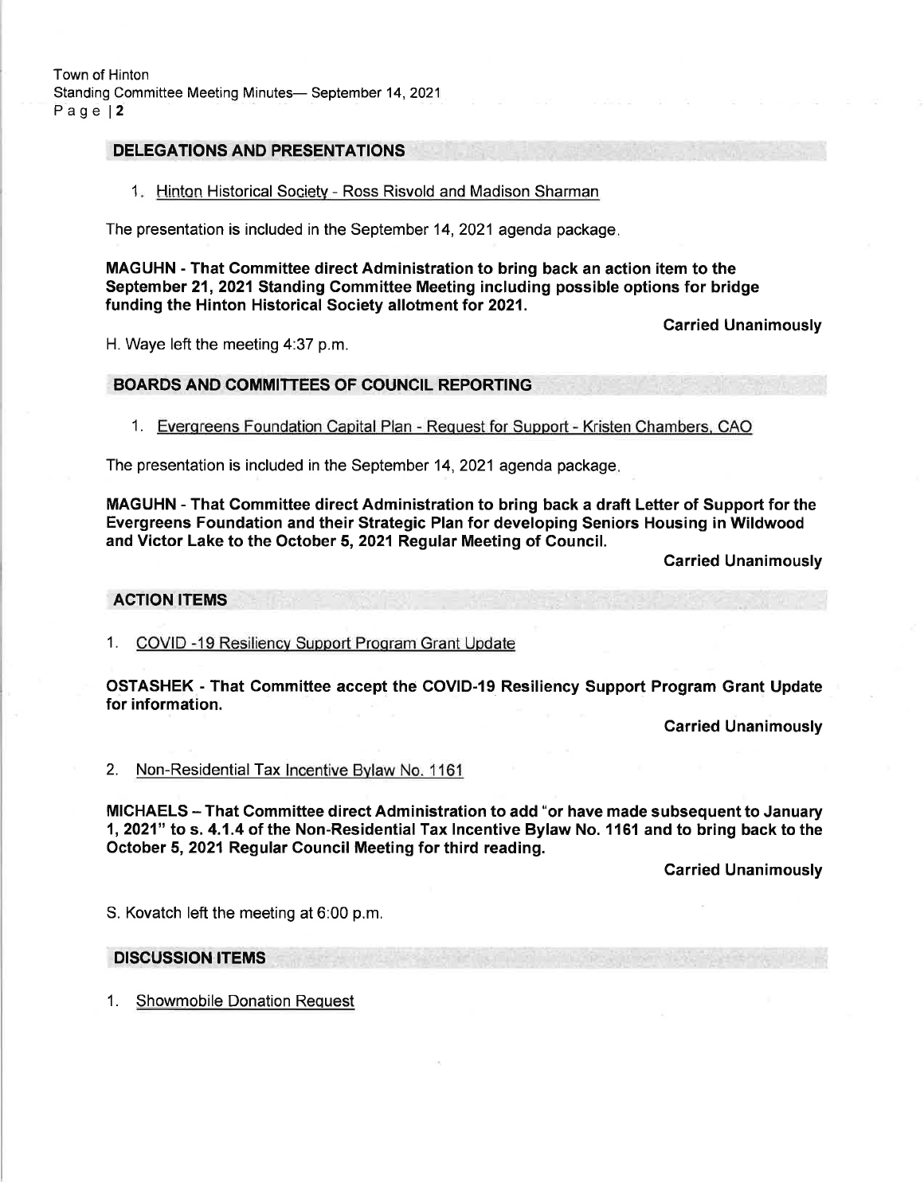## DELEGATIONS AND PRESENTATIONS

1. Hinton Historical Society - Ross Risvold and Madison Sharman

The presentation is included in the September 14, 2021 agenda package.

**MAGUHN - That Committee direct Administration to bring back an action item to the September 21, 2021 Standing Committee Meeting including possible options for bridge funding the Hinton Historical Society allotment for 2021.**

**Carried Unanimously**

H. Waye left the meeting 4:37 p.m.

## BOARDS AND COMMITTEES OF COUNCIL REPORTING

1. Evergreens Foundation Capital Plan - Request for Support - Kristen Chambers, CAO

The presentation is included in the September 14, 2021 agenda package.

**MAGUHN - That Committee direct Administration to bring back a draft Letter of Support for the Evergreens Foundation and their Strategic Plan for developing Seniors Housing in Wildwood and Victor Lake to the October 5, 2021 Regular Meeting of Council.**

**Carried Unanimously**

## ACTION ITEMS

1. COVID -19 Resiliency Support Program Grant Update

**OSTASHEK - That Committee accept the COVID-19 Resiliency Support Program Grant Update for information.**

**Carried Unanimously**

2. Non-Residential Tax Incentive Bylaw No. 1161

**MICHAELS – That Committee direct Administration to add "or have made subsequent to January 1, 2021" to s. 4.1.4 of the Non-Residential Tax Incentive Bylaw No. 1161 and to bring back to the October 5, 2021 Regular Council Meeting for third reading.**

**Carried Unanimously**

S. Kovatch left the meeting at 6:00 p.m.

## DISCUSSION ITEMS

1. Showmobile Donation Request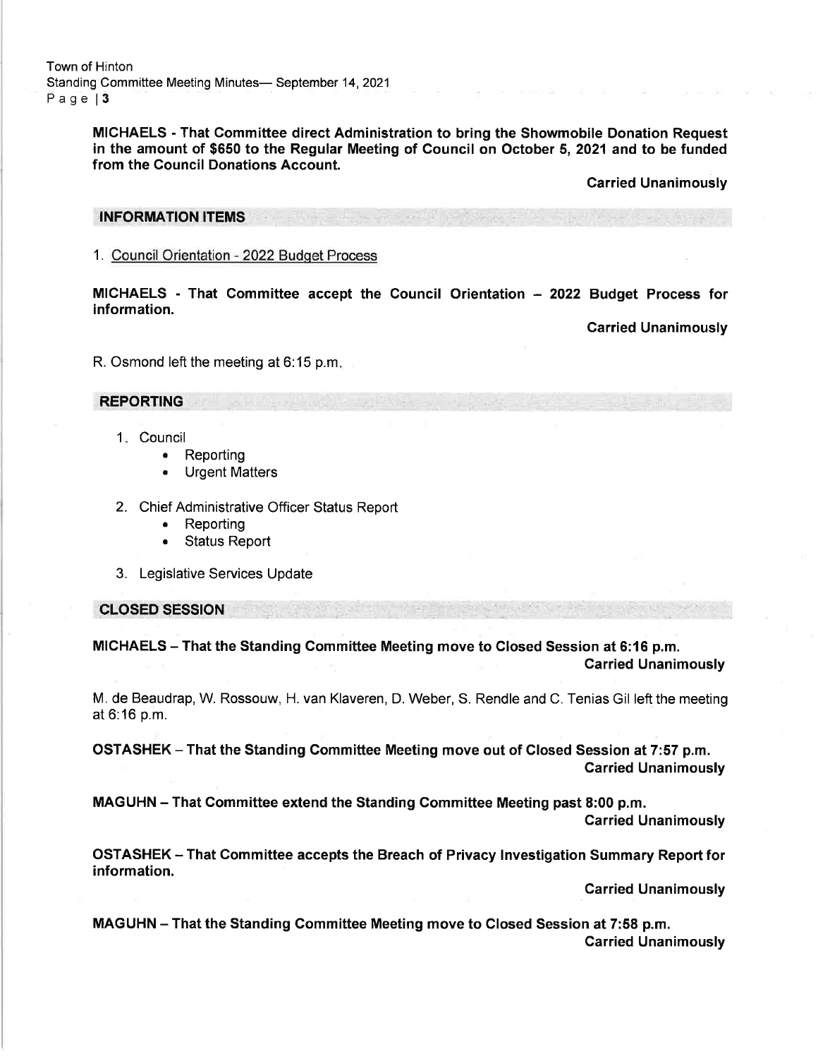**MICHAELS - That Committee direct Administration to bring the Showmobile Donation Request in the amount of $650 to the Regular Meeting of Council on October 5, 2021 and to be funded from the Council Donations Account.**

**Carried Unanimously**

## INFORMATION ITEMS

1. Council Orientation - 2022 Budget Process

**MICHAELS - That Committee accept the Council Orientation – 2022 Budget Process for information.**

**Carried Unanimously**

R. Osmond left the meeting at 6:15 p.m.

## REPORTING

1. Council
   - Reporting
   - Urgent Matters
2. Chief Administrative Officer Status Report
   - Reporting
   - Status Report
3. Legislative Services Update

## CLOSED SESSION

**MICHAELS – That the Standing Committee Meeting move to Closed Session at 6:16 p.m.**

**Carried Unanimously**

M. de Beaudrap, W. Rossouw, H. van Klaveren, D. Weber, S. Rendle and C. Tenias Gil left the meeting at 6:16 p.m.

**OSTASHEK – That the Standing Committee Meeting move out of Closed Session at 7:57 p.m.**

**Carried Unanimously**

**MAGUHN – That Committee extend the Standing Committee Meeting past 8:00 p.m.**

**Carried Unanimously**

**OSTASHEK – That Committee accepts the Breach of Privacy Investigation Summary Report for information.**

**Carried Unanimously**

**MAGUHN – That the Standing Committee Meeting move to Closed Session at 7:58 p.m.**

**Carried Unanimously**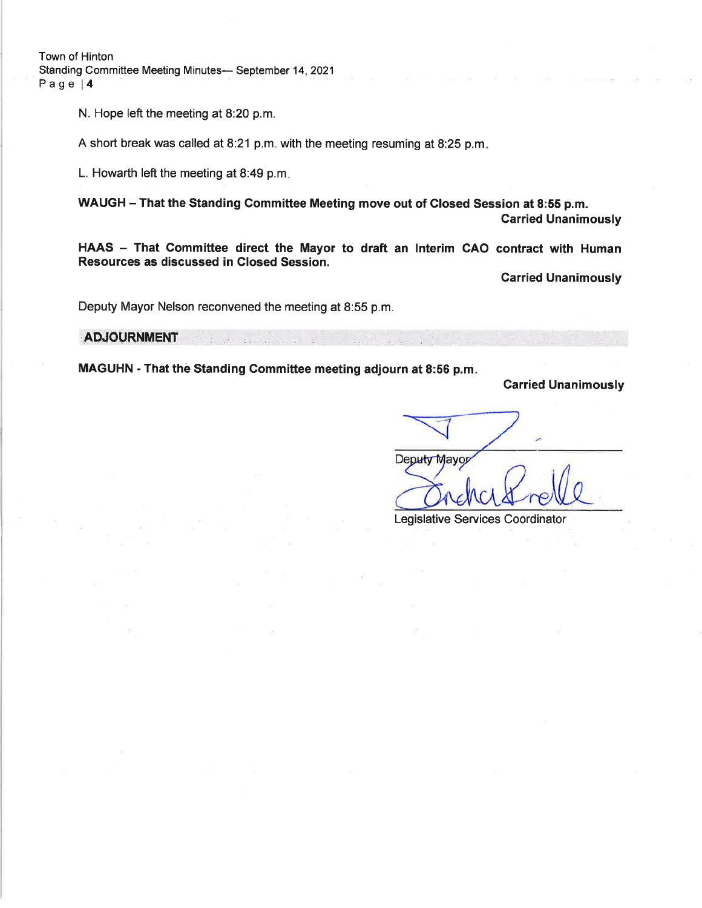N. Hope left the meeting at 8:20 p.m.

A short break was called at 8:21 p.m. with the meeting resuming at 8:25 p.m.

L. Howarth left the meeting at 8:49 p.m.

**WAUGH – That the Standing Committee Meeting move out of Closed Session at 8:55 p.m.**

**Carried Unanimously**

**HAAS – That Committee direct the Mayor to draft an Interim CAO contract with Human Resources as discussed in Closed Session.**

**Carried Unanimously**

Deputy Mayor Nelson reconvened the meeting at 8:55 p.m.

## ADJOURNMENT

**MAGUHN - That the Standing Committee meeting adjourn at 8:56 p.m.**

**Carried Unanimously**

Deputy Mayor

Legislative Services Coordinator